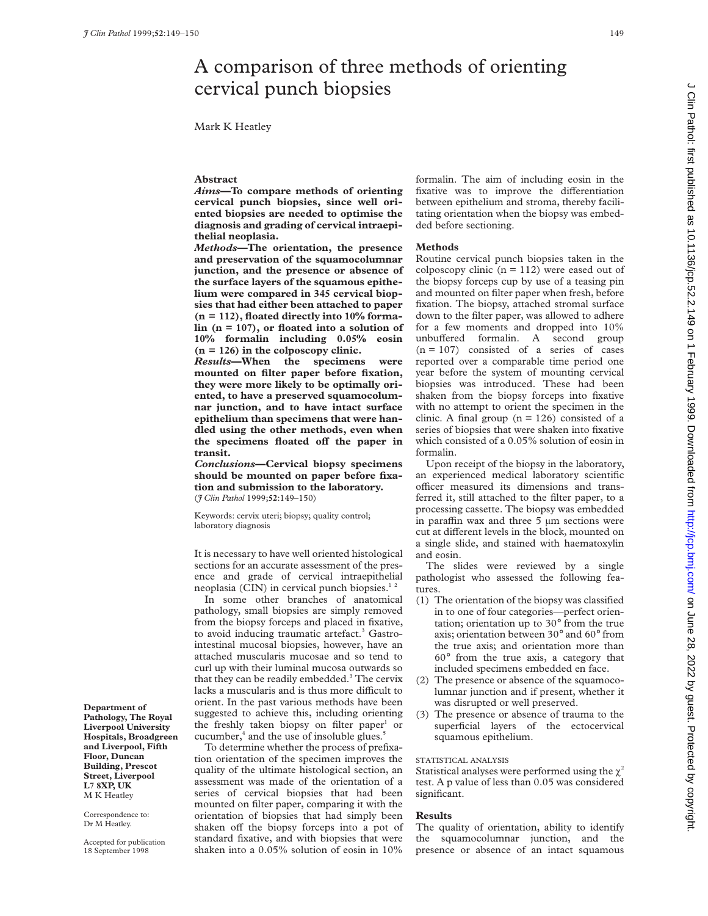# A comparison of three methods of orienting cervical punch biopsies

Mark K Heatley

## Abstract

***Aims*—To compare methods of orienting cervical punch biopsies, since well oriented biopsies are needed to optimise the diagnosis and grading of cervical intraepithelial neoplasia.**

***Methods*—The orientation, the presence and preservation of the squamocolumnar junction, and the presence or absence of the surface layers of the squamous epithelium were compared in 345 cervical biopsies that had either been attached to paper (n = 112), floated directly into 10% formalin (n = 107), or floated into a solution of 10% formalin including 0.05% eosin (n = 126) in the colposcopy clinic.**

***Results*—When the specimens were mounted on filter paper before fixation, they were more likely to be optimally oriented, to have a preserved squamocolumnar junction, and to have intact surface epithelium than specimens that were handled using the other methods, even when the specimens floated off the paper in transit.**

***Conclusions*—Cervical biopsy specimens should be mounted on paper before fixation and submission to the laboratory.**

(*J Clin Pathol* 1999;**52**:149–150)

Keywords: cervix uteri; biopsy; quality control; laboratory diagnosis

It is necessary to have well oriented histological sections for an accurate assessment of the presence and grade of cervical intraepithelial neoplasia (CIN) in cervical punch biopsies.[1 2]

In some other branches of anatomical pathology, small biopsies are simply removed from the biopsy forceps and placed in fixative, to avoid inducing traumatic artefact.[3] Gastrointestinal mucosal biopsies, however, have an attached muscularis mucosae and so tend to curl up with their luminal mucosa outwards so that they can be readily embedded.[3] The cervix lacks a muscularis and is thus more difficult to orient. In the past various methods have been suggested to achieve this, including orienting the freshly taken biopsy on filter paper[1] or cucumber,[4] and the use of insoluble glues.[5]

To determine whether the process of prefixation orientation of the specimen improves the quality of the ultimate histological section, an assessment was made of the orientation of a series of cervical biopsies that had been mounted on filter paper, comparing it with the orientation of biopsies that had simply been shaken off the biopsy forceps into a pot of standard fixative, and with biopsies that were shaken into a 0.05% solution of eosin in 10% formalin. The aim of including eosin in the fixative was to improve the differentiation between epithelium and stroma, thereby facilitating orientation when the biopsy was embedded before sectioning.

## Methods

Routine cervical punch biopsies taken in the colposcopy clinic (n = 112) were eased out of the biopsy forceps cup by use of a teasing pin and mounted on filter paper when fresh, before fixation. The biopsy, attached stromal surface down to the filter paper, was allowed to adhere for a few moments and dropped into 10% unbuffered formalin. A second group (n = 107) consisted of a series of cases reported over a comparable time period one year before the system of mounting cervical biopsies was introduced. These had been shaken from the biopsy forceps into fixative with no attempt to orient the specimen in the clinic. A final group (n = 126) consisted of a series of biopsies that were shaken into fixative which consisted of a 0.05% solution of eosin in formalin.

Upon receipt of the biopsy in the laboratory, an experienced medical laboratory scientific officer measured its dimensions and transferred it, still attached to the filter paper, to a processing cassette. The biopsy was embedded in paraffin wax and three 5 µm sections were cut at different levels in the block, mounted on a single slide, and stained with haematoxylin and eosin.

The slides were reviewed by a single pathologist who assessed the following features.

1. The orientation of the biopsy was classified in to one of four categories—perfect orientation; orientation up to 30° from the true axis; orientation between 30° and 60° from the true axis; and orientation more than 60° from the true axis, a category that included specimens embedded en face.
2. The presence or absence of the squamocolumnar junction and if present, whether it was disrupted or well preserved.
3. The presence or absence of trauma to the superficial layers of the ectocervical squamous epithelium.

### STATISTICAL ANALYSIS

Statistical analyses were performed using the $\chi^2$ test. A p value of less than 0.05 was considered significant.

## Results

The quality of orientation, ability to identify the squamocolumnar junction, and the presence or absence of an intact squamous

**Department of Pathology, The Royal Liverpool University Hospitals, Broadgreen and Liverpool, Fifth Floor, Duncan Building, Prescot Street, Liverpool L7 8XP, UK**
M K Heatley

Correspondence to: Dr M Heatley.

Accepted for publication 18 September 1998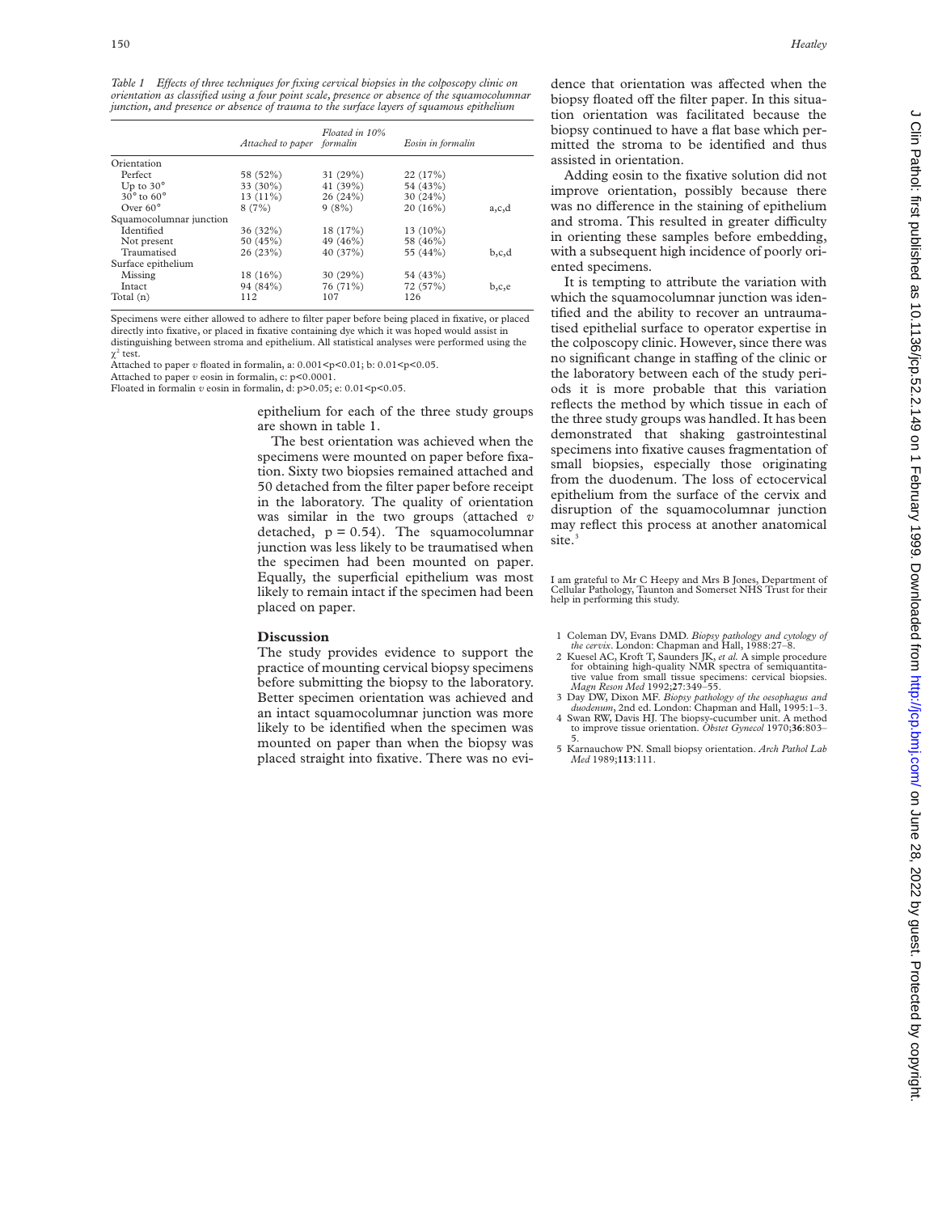*Table 1 Effects of three techniques for fixing cervical biopsies in the colposcopy clinic on orientation as classified using a four point scale, presence or absence of the squamocolumnar junction, and presence or absence of trauma to the surface layers of squamous epithelium*

| | Attached to paper | Floated in 10% formalin | Eosin in formalin | |
|---|---|---|---|---|
| Orientation | | | | |
| Perfect | 58 (52%) | 31 (29%) | 22 (17%) | |
| Up to 30° | 33 (30%) | 41 (39%) | 54 (43%) | |
| 30° to 60° | 13 (11%) | 26 (24%) | 30 (24%) | |
| Over 60° | 8 (7%) | 9 (8%) | 20 (16%) | a,c,d |
| Squamocolumnar junction | | | | |
| Identified | 36 (32%) | 18 (17%) | 13 (10%) | |
| Not present | 50 (45%) | 49 (46%) | 58 (46%) | |
| Traumatised | 26 (23%) | 40 (37%) | 55 (44%) | b,c,d |
| Surface epithelium | | | | |
| Missing | 18 (16%) | 30 (29%) | 54 (43%) | |
| Intact | 94 (84%) | 76 (71%) | 72 (57%) | b,c,e |
| Total (n) | 112 | 107 | 126 | |

Specimens were either allowed to adhere to filter paper before being placed in fixative, or placed directly into fixative, or placed in fixative containing dye which it was hoped would assist in distinguishing between stroma and epithelium. All statistical analyses were performed using the $\chi^2$ test.
Attached to paper *v* floated in formalin, a: $0.001 < p < 0.01$; b: $0.01 < p < 0.05$.
Attached to paper *v* eosin in formalin, c: $p < 0.0001$.
Floated in formalin *v* eosin in formalin, d: $p > 0.05$; e: $0.01 < p < 0.05$.

epithelium for each of the three study groups are shown in table 1.

The best orientation was achieved when the specimens were mounted on paper before fixation. Sixty two biopsies remained attached and 50 detached from the filter paper before receipt in the laboratory. The quality of orientation was similar in the two groups (attached *v* detached, $p = 0.54$). The squamocolumnar junction was less likely to be traumatised when the specimen had been mounted on paper. Equally, the superficial epithelium was most likely to remain intact if the specimen had been placed on paper.

## Discussion

The study provides evidence to support the practice of mounting cervical biopsy specimens before submitting the biopsy to the laboratory. Better specimen orientation was achieved and an intact squamocolumnar junction was more likely to be identified when the specimen was mounted on paper than when the biopsy was placed straight into fixative. There was no evidence that orientation was affected when the biopsy floated off the filter paper. In this situation orientation was facilitated because the biopsy continued to have a flat base which permitted the stroma to be identified and thus assisted in orientation.

Adding eosin to the fixative solution did not improve orientation, possibly because there was no difference in the staining of epithelium and stroma. This resulted in greater difficulty in orienting these samples before embedding, with a subsequent high incidence of poorly oriented specimens.

It is tempting to attribute the variation with which the squamocolumnar junction was identified and the ability to recover an untraumatised epithelial surface to operator expertise in the colposcopy clinic. However, since there was no significant change in staffing of the clinic or the laboratory between each of the study periods it is more probable that this variation reflects the method by which tissue in each of the three study groups was handled. It has been demonstrated that shaking gastrointestinal specimens into fixative causes fragmentation of small biopsies, especially those originating from the duodenum. The loss of ectocervical epithelium from the surface of the cervix and disruption of the squamocolumnar junction may reflect this process at another anatomical site.[3]

I am grateful to Mr C Heepy and Mrs B Jones, Department of Cellular Pathology, Taunton and Somerset NHS Trust for their help in performing this study.

1 Coleman DV, Evans DMD. *Biopsy pathology and cytology of the cervix*. London: Chapman and Hall, 1988:27–8.
2 Kuesel AC, Kroft T, Saunders JK, *et al*. A simple procedure for obtaining high-quality NMR spectra of semiquantitative value from small tissue specimens: cervical biopsies. *Magn Reson Med* 1992;**27**:349–55.
3 Day DW, Dixon MF. *Biopsy pathology of the oesophagus and duodenum*, 2nd ed. London: Chapman and Hall, 1995:1–3.
4 Swan RW, Davis HJ. The biopsy-cucumber unit. A method to improve tissue orientation. *Obstet Gynecol* 1970;**36**:803–5.
5 Karnauchow PN. Small biopsy orientation. *Arch Pathol Lab Med* 1989;**113**:111.